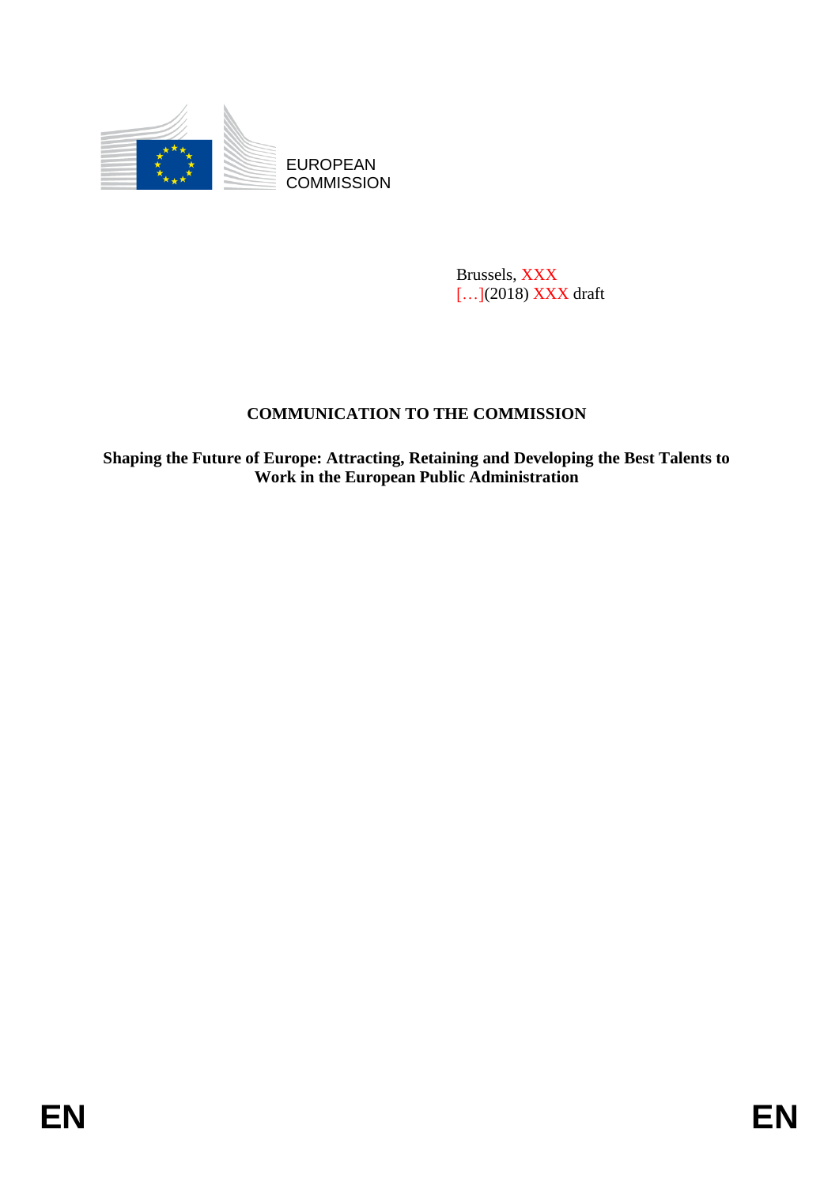EUROPEAN
COMMISSION

Brussels, XXX
[…](2018) XXX draft

# COMMUNICATION TO THE COMMISSION

**Shaping the Future of Europe: Attracting, Retaining and Developing the Best Talents to Work in the European Public Administration**

EN EN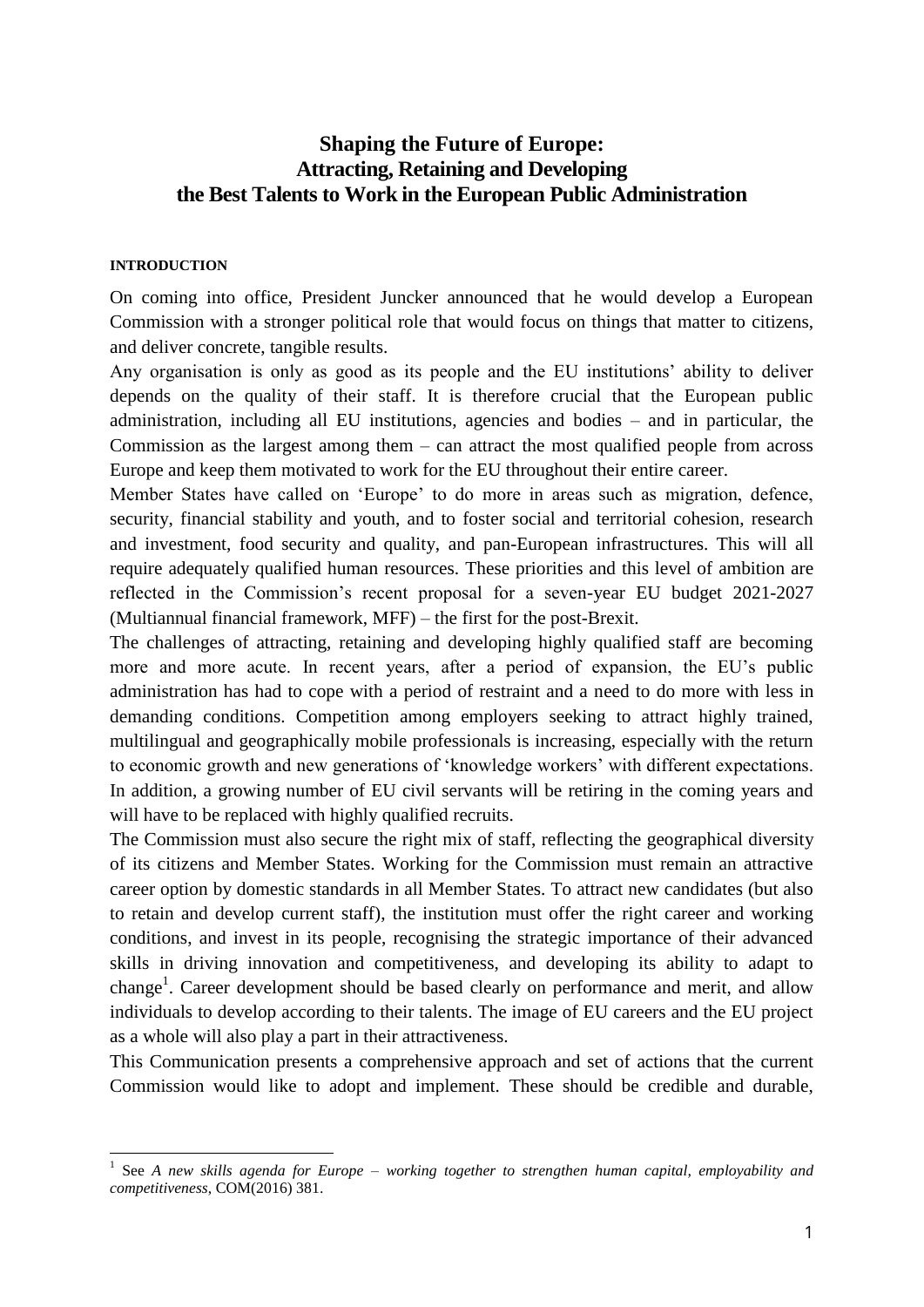# Shaping the Future of Europe: Attracting, Retaining and Developing the Best Talents to Work in the European Public Administration

**INTRODUCTION**

On coming into office, President Juncker announced that he would develop a European Commission with a stronger political role that would focus on things that matter to citizens, and deliver concrete, tangible results.

Any organisation is only as good as its people and the EU institutions' ability to deliver depends on the quality of their staff. It is therefore crucial that the European public administration, including all EU institutions, agencies and bodies – and in particular, the Commission as the largest among them – can attract the most qualified people from across Europe and keep them motivated to work for the EU throughout their entire career.

Member States have called on 'Europe' to do more in areas such as migration, defence, security, financial stability and youth, and to foster social and territorial cohesion, research and investment, food security and quality, and pan-European infrastructures. This will all require adequately qualified human resources. These priorities and this level of ambition are reflected in the Commission's recent proposal for a seven-year EU budget 2021-2027 (Multiannual financial framework, MFF) – the first for the post-Brexit.

The challenges of attracting, retaining and developing highly qualified staff are becoming more and more acute. In recent years, after a period of expansion, the EU's public administration has had to cope with a period of restraint and a need to do more with less in demanding conditions. Competition among employers seeking to attract highly trained, multilingual and geographically mobile professionals is increasing, especially with the return to economic growth and new generations of 'knowledge workers' with different expectations. In addition, a growing number of EU civil servants will be retiring in the coming years and will have to be replaced with highly qualified recruits.

The Commission must also secure the right mix of staff, reflecting the geographical diversity of its citizens and Member States. Working for the Commission must remain an attractive career option by domestic standards in all Member States. To attract new candidates (but also to retain and develop current staff), the institution must offer the right career and working conditions, and invest in its people, recognising the strategic importance of their advanced skills in driving innovation and competitiveness, and developing its ability to adapt to change[1]. Career development should be based clearly on performance and merit, and allow individuals to develop according to their talents. The image of EU careers and the EU project as a whole will also play a part in their attractiveness.

This Communication presents a comprehensive approach and set of actions that the current Commission would like to adopt and implement. These should be credible and durable,

---

[1] See *A new skills agenda for Europe – working together to strengthen human capital, employability and competitiveness*, COM(2016) 381.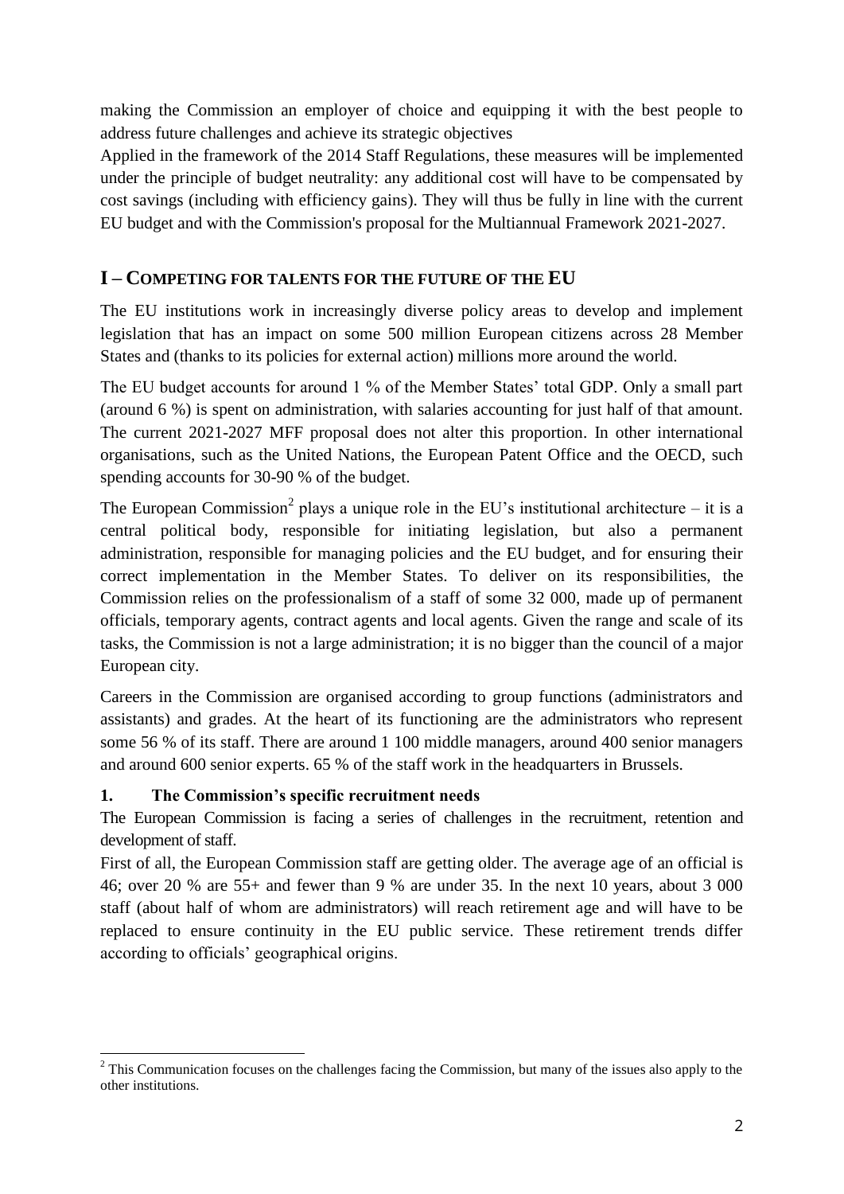making the Commission an employer of choice and equipping it with the best people to address future challenges and achieve its strategic objectives

Applied in the framework of the 2014 Staff Regulations, these measures will be implemented under the principle of budget neutrality: any additional cost will have to be compensated by cost savings (including with efficiency gains). They will thus be fully in line with the current EU budget and with the Commission's proposal for the Multiannual Framework 2021-2027.

## I – COMPETING FOR TALENTS FOR THE FUTURE OF THE EU

The EU institutions work in increasingly diverse policy areas to develop and implement legislation that has an impact on some 500 million European citizens across 28 Member States and (thanks to its policies for external action) millions more around the world.

The EU budget accounts for around 1 % of the Member States' total GDP. Only a small part (around 6 %) is spent on administration, with salaries accounting for just half of that amount. The current 2021-2027 MFF proposal does not alter this proportion. In other international organisations, such as the United Nations, the European Patent Office and the OECD, such spending accounts for 30-90 % of the budget.

The European Commission[2] plays a unique role in the EU's institutional architecture – it is a central political body, responsible for initiating legislation, but also a permanent administration, responsible for managing policies and the EU budget, and for ensuring their correct implementation in the Member States. To deliver on its responsibilities, the Commission relies on the professionalism of a staff of some 32 000, made up of permanent officials, temporary agents, contract agents and local agents. Given the range and scale of its tasks, the Commission is not a large administration; it is no bigger than the council of a major European city.

Careers in the Commission are organised according to group functions (administrators and assistants) and grades. At the heart of its functioning are the administrators who represent some 56 % of its staff. There are around 1 100 middle managers, around 400 senior managers and around 600 senior experts. 65 % of the staff work in the headquarters in Brussels.

### 1. The Commission's specific recruitment needs

The European Commission is facing a series of challenges in the recruitment, retention and development of staff.

First of all, the European Commission staff are getting older. The average age of an official is 46; over 20 % are 55+ and fewer than 9 % are under 35. In the next 10 years, about 3 000 staff (about half of whom are administrators) will reach retirement age and will have to be replaced to ensure continuity in the EU public service. These retirement trends differ according to officials' geographical origins.

[2] This Communication focuses on the challenges facing the Commission, but many of the issues also apply to the other institutions.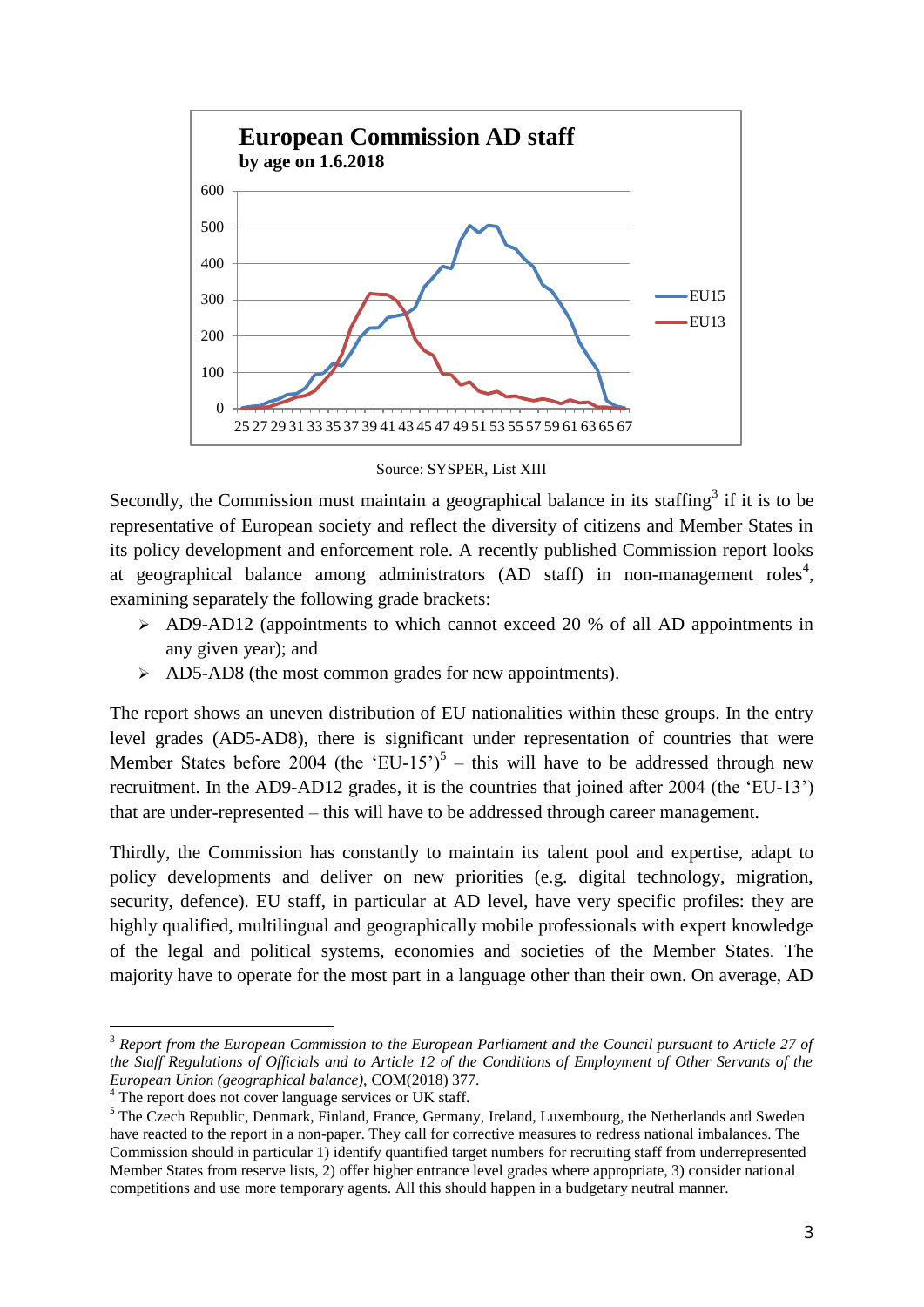**European Commission AD staff**
**by age on 1.6.2018**

Source: SYSPER, List XIII

Secondly, the Commission must maintain a geographical balance in its staffing[3] if it is to be representative of European society and reflect the diversity of citizens and Member States in its policy development and enforcement role. A recently published Commission report looks at geographical balance among administrators (AD staff) in non-management roles[4], examining separately the following grade brackets:

- AD9-AD12 (appointments to which cannot exceed 20 % of all AD appointments in any given year); and
- AD5-AD8 (the most common grades for new appointments).

The report shows an uneven distribution of EU nationalities within these groups. In the entry level grades (AD5-AD8), there is significant under representation of countries that were Member States before 2004 (the 'EU-15')[5] – this will have to be addressed through new recruitment. In the AD9-AD12 grades, it is the countries that joined after 2004 (the 'EU-13') that are under-represented – this will have to be addressed through career management.

Thirdly, the Commission has constantly to maintain its talent pool and expertise, adapt to policy developments and deliver on new priorities (e.g. digital technology, migration, security, defence). EU staff, in particular at AD level, have very specific profiles: they are highly qualified, multilingual and geographically mobile professionals with expert knowledge of the legal and political systems, economies and societies of the Member States. The majority have to operate for the most part in a language other than their own. On average, AD

---

[3] *Report from the European Commission to the European Parliament and the Council pursuant to Article 27 of the Staff Regulations of Officials and to Article 12 of the Conditions of Employment of Other Servants of the European Union (geographical balance),* COM(2018) 377.

[4] The report does not cover language services or UK staff.

[5] The Czech Republic, Denmark, Finland, France, Germany, Ireland, Luxembourg, the Netherlands and Sweden have reacted to the report in a non-paper. They call for corrective measures to redress national imbalances. The Commission should in particular 1) identify quantified target numbers for recruiting staff from underrepresented Member States from reserve lists, 2) offer higher entrance level grades where appropriate, 3) consider national competitions and use more temporary agents. All this should happen in a budgetary neutral manner.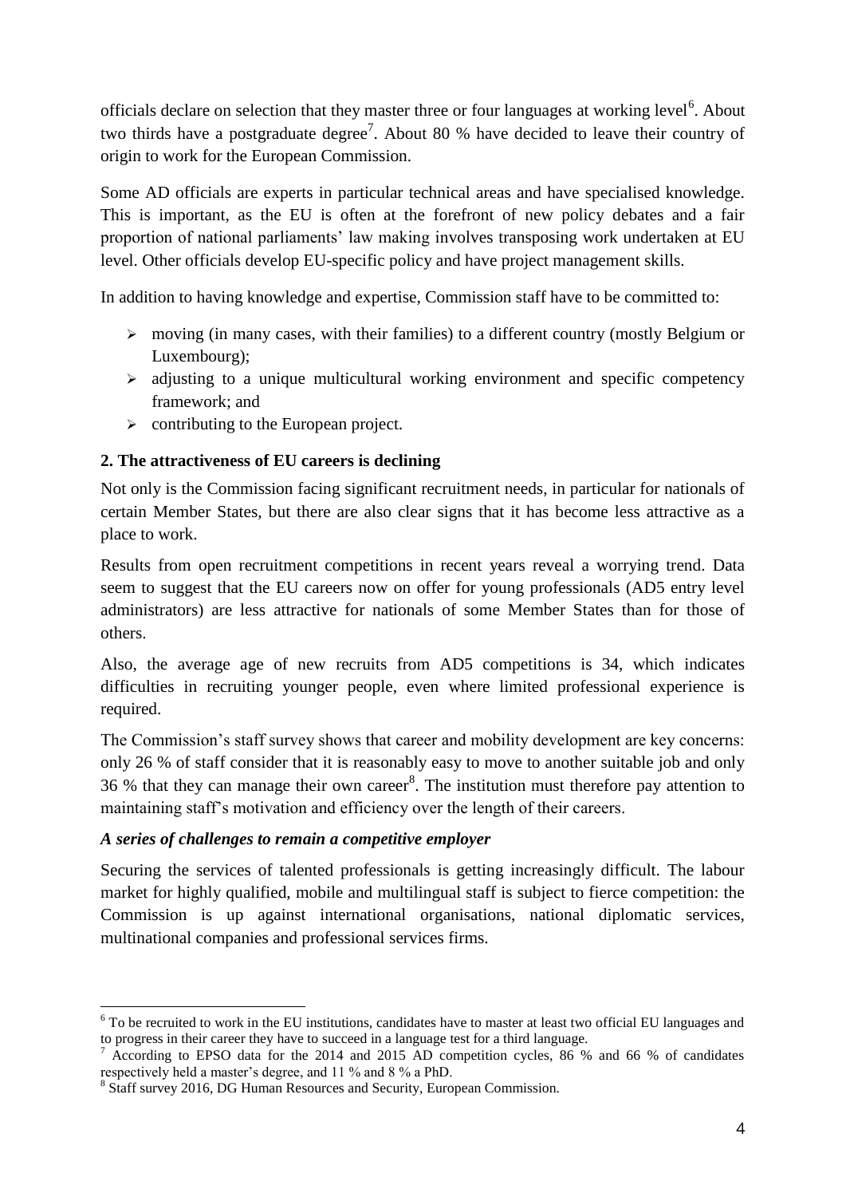officials declare on selection that they master three or four languages at working level[6]. About two thirds have a postgraduate degree[7]. About 80 % have decided to leave their country of origin to work for the European Commission.

Some AD officials are experts in particular technical areas and have specialised knowledge. This is important, as the EU is often at the forefront of new policy debates and a fair proportion of national parliaments' law making involves transposing work undertaken at EU level. Other officials develop EU-specific policy and have project management skills.

In addition to having knowledge and expertise, Commission staff have to be committed to:

- moving (in many cases, with their families) to a different country (mostly Belgium or Luxembourg);
- adjusting to a unique multicultural working environment and specific competency framework; and
- contributing to the European project.

## 2. The attractiveness of EU careers is declining

Not only is the Commission facing significant recruitment needs, in particular for nationals of certain Member States, but there are also clear signs that it has become less attractive as a place to work.

Results from open recruitment competitions in recent years reveal a worrying trend. Data seem to suggest that the EU careers now on offer for young professionals (AD5 entry level administrators) are less attractive for nationals of some Member States than for those of others.

Also, the average age of new recruits from AD5 competitions is 34, which indicates difficulties in recruiting younger people, even where limited professional experience is required.

The Commission's staff survey shows that career and mobility development are key concerns: only 26 % of staff consider that it is reasonably easy to move to another suitable job and only 36 % that they can manage their own career[8]. The institution must therefore pay attention to maintaining staff's motivation and efficiency over the length of their careers.

### *A series of challenges to remain a competitive employer*

Securing the services of talented professionals is getting increasingly difficult. The labour market for highly qualified, mobile and multilingual staff is subject to fierce competition: the Commission is up against international organisations, national diplomatic services, multinational companies and professional services firms.

---

[6] To be recruited to work in the EU institutions, candidates have to master at least two official EU languages and to progress in their career they have to succeed in a language test for a third language.

[7] According to EPSO data for the 2014 and 2015 AD competition cycles, 86 % and 66 % of candidates respectively held a master's degree, and 11 % and 8 % a PhD.

[8] Staff survey 2016, DG Human Resources and Security, European Commission.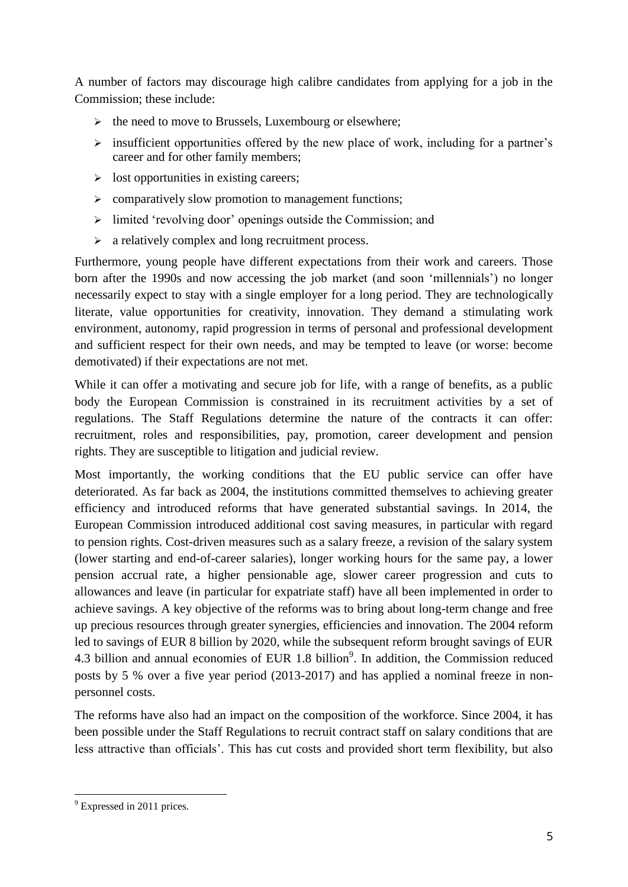A number of factors may discourage high calibre candidates from applying for a job in the Commission; these include:

- the need to move to Brussels, Luxembourg or elsewhere;
- insufficient opportunities offered by the new place of work, including for a partner's career and for other family members;
- lost opportunities in existing careers;
- comparatively slow promotion to management functions;
- limited 'revolving door' openings outside the Commission; and
- a relatively complex and long recruitment process.

Furthermore, young people have different expectations from their work and careers. Those born after the 1990s and now accessing the job market (and soon 'millennials') no longer necessarily expect to stay with a single employer for a long period. They are technologically literate, value opportunities for creativity, innovation. They demand a stimulating work environment, autonomy, rapid progression in terms of personal and professional development and sufficient respect for their own needs, and may be tempted to leave (or worse: become demotivated) if their expectations are not met.

While it can offer a motivating and secure job for life, with a range of benefits, as a public body the European Commission is constrained in its recruitment activities by a set of regulations. The Staff Regulations determine the nature of the contracts it can offer: recruitment, roles and responsibilities, pay, promotion, career development and pension rights. They are susceptible to litigation and judicial review.

Most importantly, the working conditions that the EU public service can offer have deteriorated. As far back as 2004, the institutions committed themselves to achieving greater efficiency and introduced reforms that have generated substantial savings. In 2014, the European Commission introduced additional cost saving measures, in particular with regard to pension rights. Cost-driven measures such as a salary freeze, a revision of the salary system (lower starting and end-of-career salaries), longer working hours for the same pay, a lower pension accrual rate, a higher pensionable age, slower career progression and cuts to allowances and leave (in particular for expatriate staff) have all been implemented in order to achieve savings. A key objective of the reforms was to bring about long-term change and free up precious resources through greater synergies, efficiencies and innovation. The 2004 reform led to savings of EUR 8 billion by 2020, while the subsequent reform brought savings of EUR 4.3 billion and annual economies of EUR 1.8 billion[9]. In addition, the Commission reduced posts by 5 % over a five year period (2013-2017) and has applied a nominal freeze in non-personnel costs.

The reforms have also had an impact on the composition of the workforce. Since 2004, it has been possible under the Staff Regulations to recruit contract staff on salary conditions that are less attractive than officials'. This has cut costs and provided short term flexibility, but also

---

[9] Expressed in 2011 prices.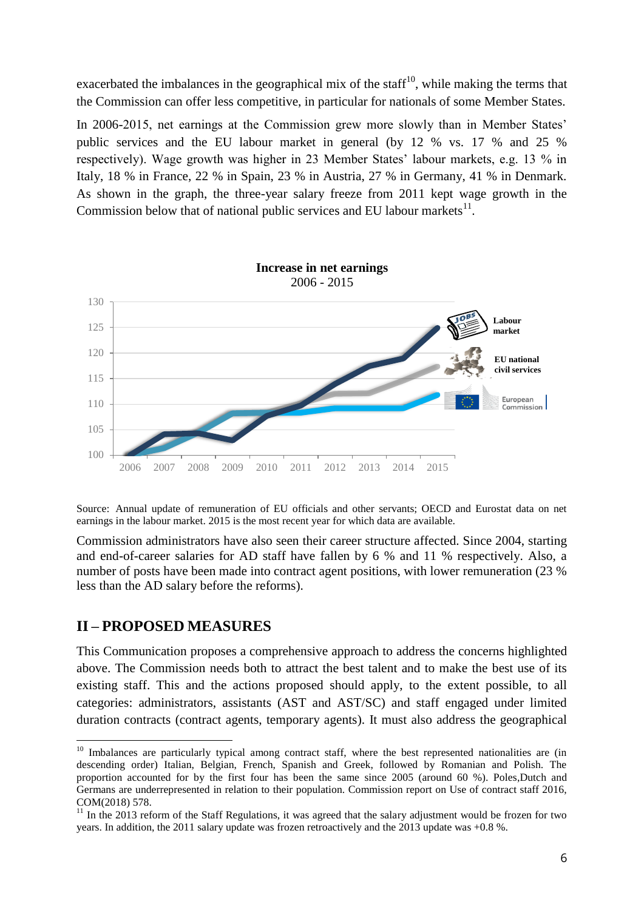exacerbated the imbalances in the geographical mix of the staff[10], while making the terms that the Commission can offer less competitive, in particular for nationals of some Member States.

In 2006-2015, net earnings at the Commission grew more slowly than in Member States' public services and the EU labour market in general (by 12 % vs. 17 % and 25 % respectively). Wage growth was higher in 23 Member States' labour markets, e.g. 13 % in Italy, 18 % in France, 22 % in Spain, 23 % in Austria, 27 % in Germany, 41 % in Denmark. As shown in the graph, the three-year salary freeze from 2011 kept wage growth in the Commission below that of national public services and EU labour markets[11].

**Increase in net earnings**
2006 - 2015

Source: Annual update of remuneration of EU officials and other servants; OECD and Eurostat data on net earnings in the labour market. 2015 is the most recent year for which data are available.

Commission administrators have also seen their career structure affected. Since 2004, starting and end-of-career salaries for AD staff have fallen by 6 % and 11 % respectively. Also, a number of posts have been made into contract agent positions, with lower remuneration (23 % less than the AD salary before the reforms).

## II – PROPOSED MEASURES

This Communication proposes a comprehensive approach to address the concerns highlighted above. The Commission needs both to attract the best talent and to make the best use of its existing staff. This and the actions proposed should apply, to the extent possible, to all categories: administrators, assistants (AST and AST/SC) and staff engaged under limited duration contracts (contract agents, temporary agents). It must also address the geographical

[10] Imbalances are particularly typical among contract staff, where the best represented nationalities are (in descending order) Italian, Belgian, French, Spanish and Greek, followed by Romanian and Polish. The proportion accounted for by the first four has been the same since 2005 (around 60 %). Poles,Dutch and Germans are underrepresented in relation to their population. Commission report on Use of contract staff 2016, COM(2018) 578.

[11] In the 2013 reform of the Staff Regulations, it was agreed that the salary adjustment would be frozen for two years. In addition, the 2011 salary update was frozen retroactively and the 2013 update was +0.8 %.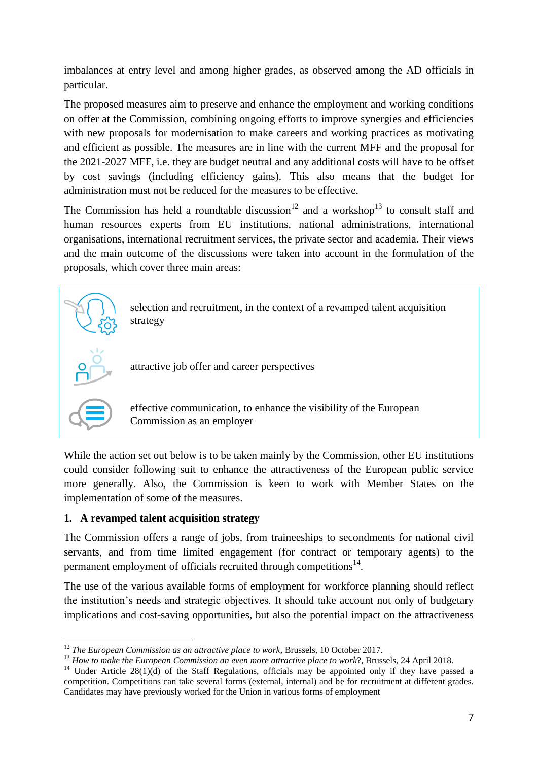imbalances at entry level and among higher grades, as observed among the AD officials in particular.

The proposed measures aim to preserve and enhance the employment and working conditions on offer at the Commission, combining ongoing efforts to improve synergies and efficiencies with new proposals for modernisation to make careers and working practices as motivating and efficient as possible. The measures are in line with the current MFF and the proposal for the 2021-2027 MFF, i.e. they are budget neutral and any additional costs will have to be offset by cost savings (including efficiency gains). This also means that the budget for administration must not be reduced for the measures to be effective.

The Commission has held a roundtable discussion[12] and a workshop[13] to consult staff and human resources experts from EU institutions, national administrations, international organisations, international recruitment services, the private sector and academia. Their views and the main outcome of the discussions were taken into account in the formulation of the proposals, which cover three main areas:

- selection and recruitment, in the context of a revamped talent acquisition strategy
- attractive job offer and career perspectives
- effective communication, to enhance the visibility of the European Commission as an employer

While the action set out below is to be taken mainly by the Commission, other EU institutions could consider following suit to enhance the attractiveness of the European public service more generally. Also, the Commission is keen to work with Member States on the implementation of some of the measures.

## 1. A revamped talent acquisition strategy

The Commission offers a range of jobs, from traineeships to secondments for national civil servants, and from time limited engagement (for contract or temporary agents) to the permanent employment of officials recruited through competitions[14].

The use of the various available forms of employment for workforce planning should reflect the institution's needs and strategic objectives. It should take account not only of budgetary implications and cost-saving opportunities, but also the potential impact on the attractiveness

---

[12] *The European Commission as an attractive place to work*, Brussels, 10 October 2017.

[13] *How to make the European Commission an even more attractive place to work*?, Brussels, 24 April 2018.

[14] Under Article 28(1)(d) of the Staff Regulations, officials may be appointed only if they have passed a competition. Competitions can take several forms (external, internal) and be for recruitment at different grades. Candidates may have previously worked for the Union in various forms of employment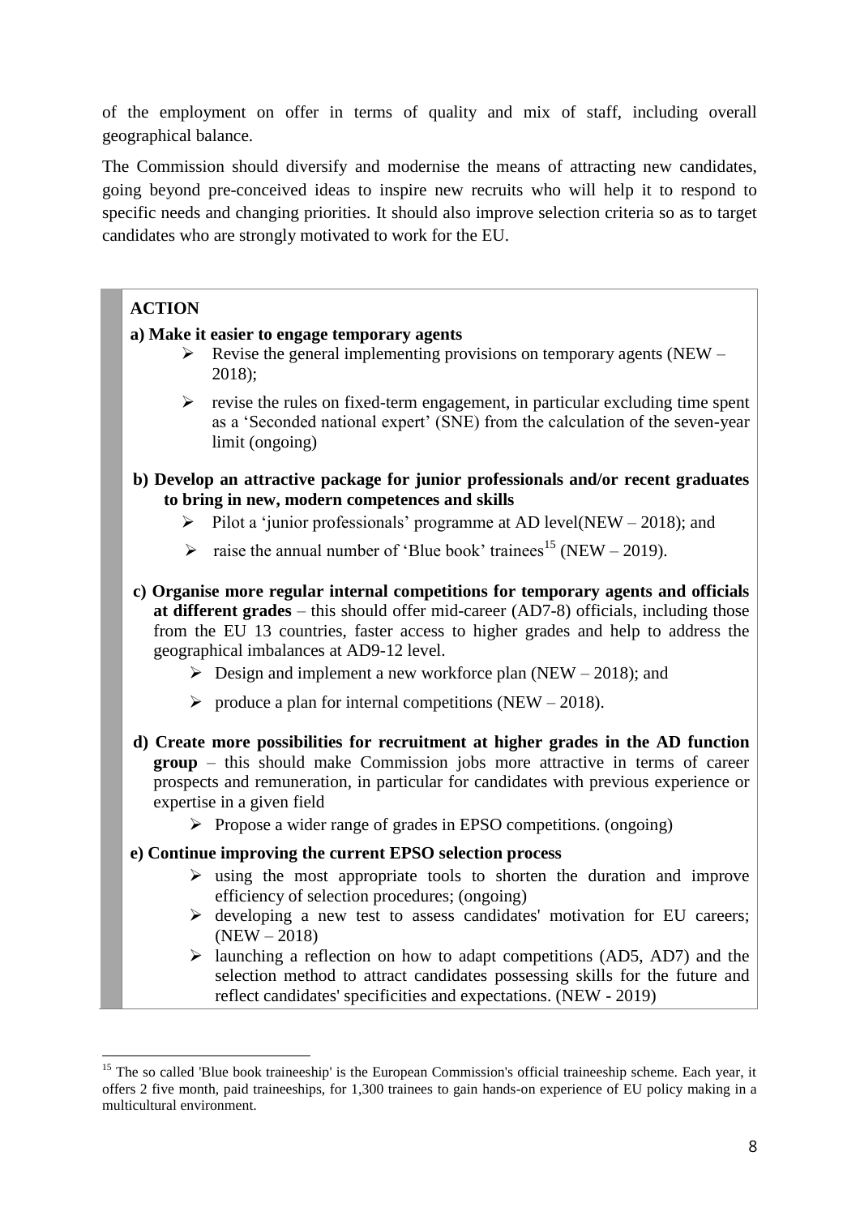of the employment on offer in terms of quality and mix of staff, including overall geographical balance.

The Commission should diversify and modernise the means of attracting new candidates, going beyond pre-conceived ideas to inspire new recruits who will help it to respond to specific needs and changing priorities. It should also improve selection criteria so as to target candidates who are strongly motivated to work for the EU.

**ACTION**

**a) Make it easier to engage temporary agents**

- Revise the general implementing provisions on temporary agents (NEW – 2018);
- revise the rules on fixed-term engagement, in particular excluding time spent as a 'Seconded national expert' (SNE) from the calculation of the seven-year limit (ongoing)

**b) Develop an attractive package for junior professionals and/or recent graduates to bring in new, modern competences and skills**

- Pilot a 'junior professionals' programme at AD level(NEW – 2018); and
- raise the annual number of 'Blue book' trainees[15] (NEW – 2019).

**c) Organise more regular internal competitions for temporary agents and officials at different grades** – this should offer mid-career (AD7-8) officials, including those from the EU 13 countries, faster access to higher grades and help to address the geographical imbalances at AD9-12 level.

- Design and implement a new workforce plan (NEW – 2018); and
- produce a plan for internal competitions (NEW – 2018).

**d) Create more possibilities for recruitment at higher grades in the AD function group** – this should make Commission jobs more attractive in terms of career prospects and remuneration, in particular for candidates with previous experience or expertise in a given field

- Propose a wider range of grades in EPSO competitions. (ongoing)

**e) Continue improving the current EPSO selection process**

- using the most appropriate tools to shorten the duration and improve efficiency of selection procedures; (ongoing)
- developing a new test to assess candidates' motivation for EU careers; (NEW – 2018)
- launching a reflection on how to adapt competitions (AD5, AD7) and the selection method to attract candidates possessing skills for the future and reflect candidates' specificities and expectations. (NEW - 2019)

---

[15] The so called 'Blue book traineeship' is the European Commission's official traineeship scheme. Each year, it offers 2 five month, paid traineeships, for 1,300 trainees to gain hands-on experience of EU policy making in a multicultural environment.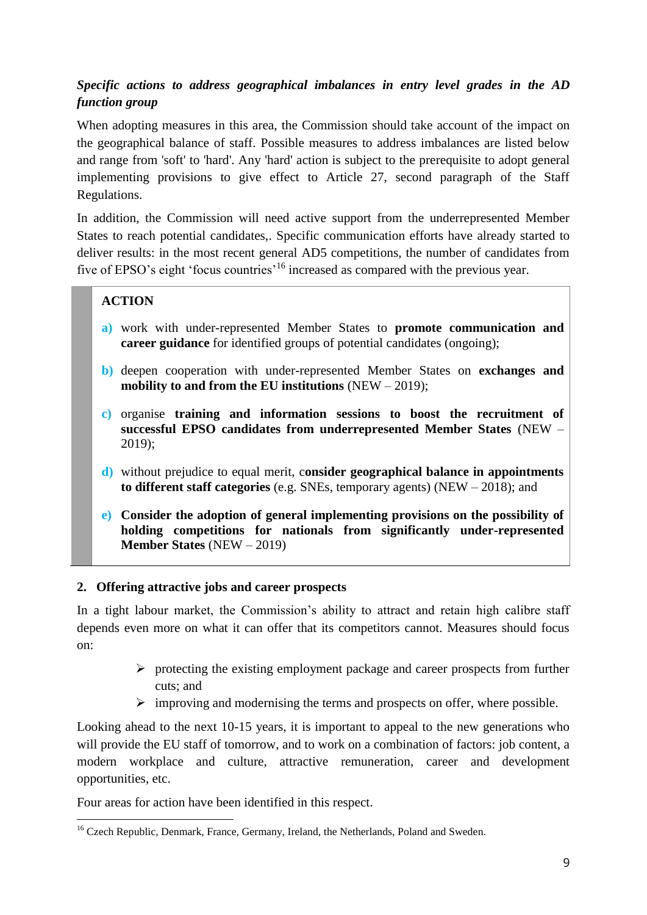***Specific actions to address geographical imbalances in entry level grades in the AD function group***

When adopting measures in this area, the Commission should take account of the impact on the geographical balance of staff. Possible measures to address imbalances are listed below and range from 'soft' to 'hard'. Any 'hard' action is subject to the prerequisite to adopt general implementing provisions to give effect to Article 27, second paragraph of the Staff Regulations.

In addition, the Commission will need active support from the underrepresented Member States to reach potential candidates,. Specific communication efforts have already started to deliver results: in the most recent general AD5 competitions, the number of candidates from five of EPSO's eight 'focus countries'[16] increased as compared with the previous year.

> **ACTION**
>
> **a)** work with under-represented Member States to **promote communication and career guidance** for identified groups of potential candidates (ongoing);
>
> **b)** deepen cooperation with under-represented Member States on **exchanges and mobility to and from the EU institutions** (NEW – 2019);
>
> **c)** organise **training and information sessions to boost the recruitment of successful EPSO candidates from underrepresented Member States** (NEW – 2019);
>
> **d)** without prejudice to equal merit, c**onsider geographical balance in appointments to different staff categories** (e.g. SNEs, temporary agents) (NEW – 2018); and
>
> **e) Consider the adoption of general implementing provisions on the possibility of holding competitions for nationals from significantly under-represented Member States** (NEW – 2019)

## 2. Offering attractive jobs and career prospects

In a tight labour market, the Commission's ability to attract and retain high calibre staff depends even more on what it can offer that its competitors cannot. Measures should focus on:

- protecting the existing employment package and career prospects from further cuts; and
- improving and modernising the terms and prospects on offer, where possible.

Looking ahead to the next 10-15 years, it is important to appeal to the new generations who will provide the EU staff of tomorrow, and to work on a combination of factors: job content, a modern workplace and culture, attractive remuneration, career and development opportunities, etc.

Four areas for action have been identified in this respect.

[16] Czech Republic, Denmark, France, Germany, Ireland, the Netherlands, Poland and Sweden.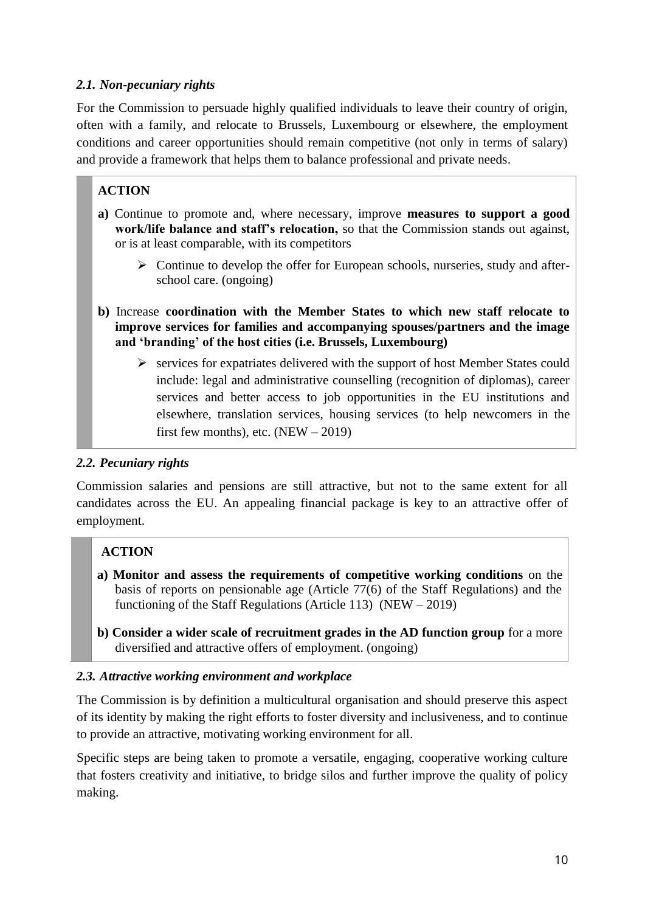### *2.1. Non-pecuniary rights*

For the Commission to persuade highly qualified individuals to leave their country of origin, often with a family, and relocate to Brussels, Luxembourg or elsewhere, the employment conditions and career opportunities should remain competitive (not only in terms of salary) and provide a framework that helps them to balance professional and private needs.

> **ACTION**
>
> **a)** Continue to promote and, where necessary, improve **measures to support a good work/life balance and staff's relocation,** so that the Commission stands out against, or is at least comparable, with its competitors
>
> - Continue to develop the offer for European schools, nurseries, study and after-school care. (ongoing)
>
> **b)** Increase **coordination with the Member States to which new staff relocate to improve services for families and accompanying spouses/partners and the image and 'branding' of the host cities (i.e. Brussels, Luxembourg)**
>
> - services for expatriates delivered with the support of host Member States could include: legal and administrative counselling (recognition of diplomas), career services and better access to job opportunities in the EU institutions and elsewhere, translation services, housing services (to help newcomers in the first few months), etc. (NEW – 2019)

### *2.2. Pecuniary rights*

Commission salaries and pensions are still attractive, but not to the same extent for all candidates across the EU. An appealing financial package is key to an attractive offer of employment.

> **ACTION**
>
> **a) Monitor and assess the requirements of competitive working conditions** on the basis of reports on pensionable age (Article 77(6) of the Staff Regulations) and the functioning of the Staff Regulations (Article 113) (NEW – 2019)
>
> **b) Consider a wider scale of recruitment grades in the AD function group** for a more diversified and attractive offers of employment. (ongoing)

### *2.3. Attractive working environment and workplace*

The Commission is by definition a multicultural organisation and should preserve this aspect of its identity by making the right efforts to foster diversity and inclusiveness, and to continue to provide an attractive, motivating working environment for all.

Specific steps are being taken to promote a versatile, engaging, cooperative working culture that fosters creativity and initiative, to bridge silos and further improve the quality of policy making.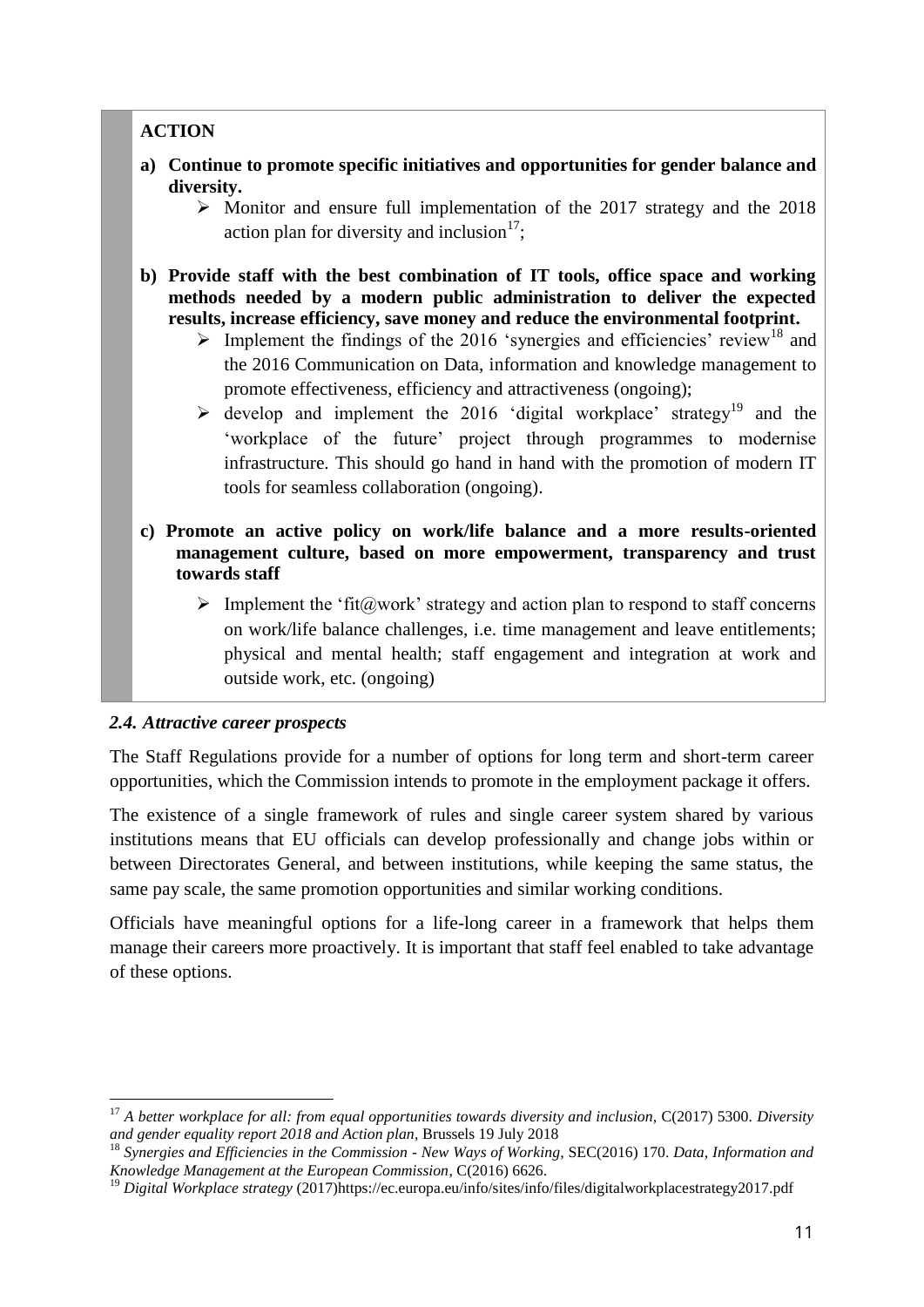**ACTION**

**a) Continue to promote specific initiatives and opportunities for gender balance and diversity.**

- Monitor and ensure full implementation of the 2017 strategy and the 2018 action plan for diversity and inclusion[17];

**b) Provide staff with the best combination of IT tools, office space and working methods needed by a modern public administration to deliver the expected results, increase efficiency, save money and reduce the environmental footprint.**

- Implement the findings of the 2016 'synergies and efficiencies' review[18] and the 2016 Communication on Data, information and knowledge management to promote effectiveness, efficiency and attractiveness (ongoing);
- develop and implement the 2016 'digital workplace' strategy[19] and the 'workplace of the future' project through programmes to modernise infrastructure. This should go hand in hand with the promotion of modern IT tools for seamless collaboration (ongoing).

**c) Promote an active policy on work/life balance and a more results-oriented management culture, based on more empowerment, transparency and trust towards staff**

- Implement the 'fit@work' strategy and action plan to respond to staff concerns on work/life balance challenges, i.e. time management and leave entitlements; physical and mental health; staff engagement and integration at work and outside work, etc. (ongoing)

### *2.4. Attractive career prospects*

The Staff Regulations provide for a number of options for long term and short-term career opportunities, which the Commission intends to promote in the employment package it offers.

The existence of a single framework of rules and single career system shared by various institutions means that EU officials can develop professionally and change jobs within or between Directorates General, and between institutions, while keeping the same status, the same pay scale, the same promotion opportunities and similar working conditions.

Officials have meaningful options for a life-long career in a framework that helps them manage their careers more proactively. It is important that staff feel enabled to take advantage of these options.

---

[17] *A better workplace for all: from equal opportunities towards diversity and inclusion*, C(2017) 5300. *Diversity and gender equality report 2018 and Action plan*, Brussels 19 July 2018

[18] *Synergies and Efficiencies in the Commission - New Ways of Working*, SEC(2016) 170. *Data, Information and Knowledge Management at the European Commission*, C(2016) 6626.

[19] *Digital Workplace strategy* (2017)https://ec.europa.eu/info/sites/info/files/digitalworkplacestrategy2017.pdf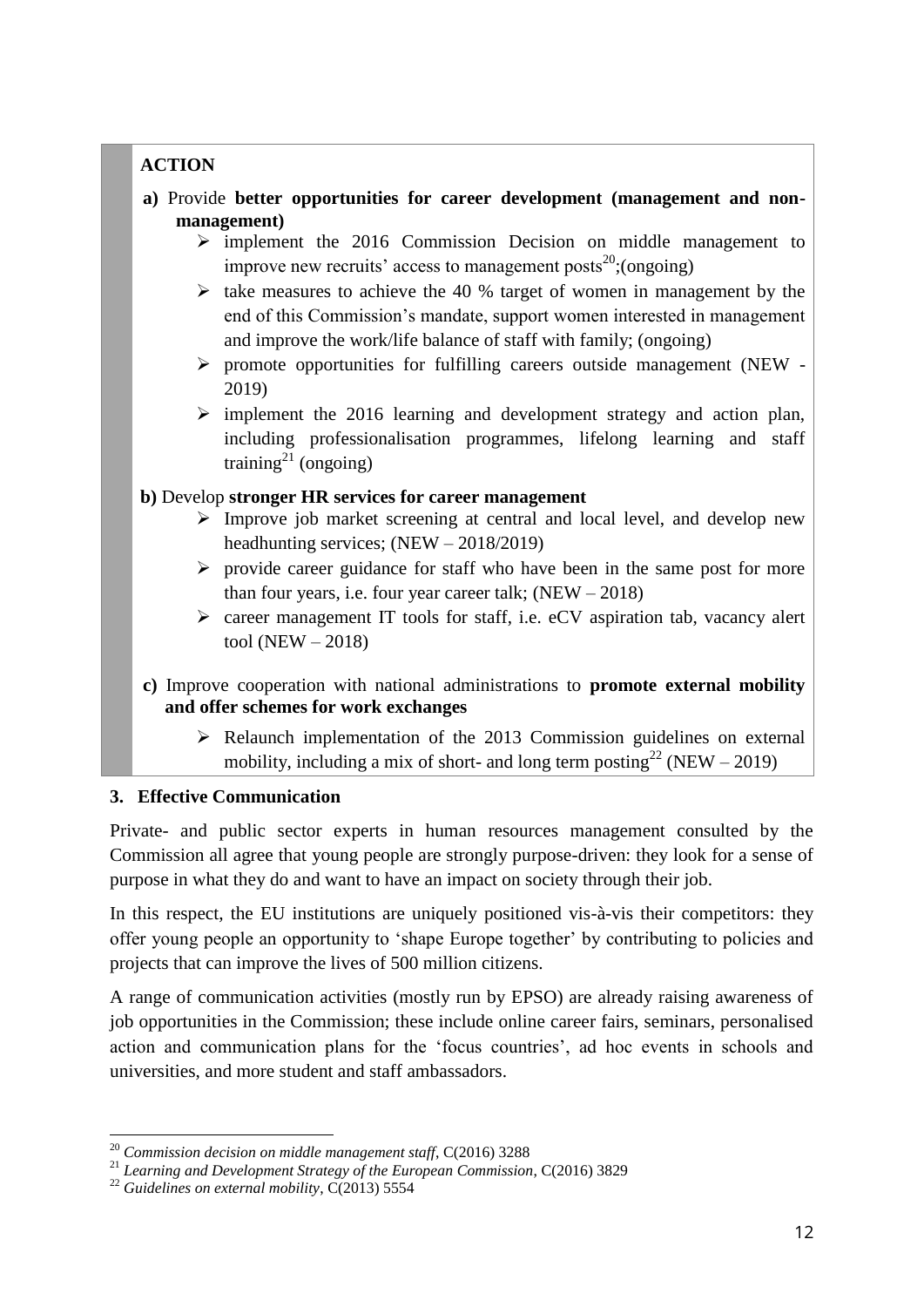**ACTION**

**a)** Provide **better opportunities for career development (management and non-management)**

- implement the 2016 Commission Decision on middle management to improve new recruits' access to management posts[20];(ongoing)
- take measures to achieve the 40 % target of women in management by the end of this Commission's mandate, support women interested in management and improve the work/life balance of staff with family; (ongoing)
- promote opportunities for fulfilling careers outside management (NEW - 2019)
- implement the 2016 learning and development strategy and action plan, including professionalisation programmes, lifelong learning and staff training[21] (ongoing)

**b)** Develop **stronger HR services for career management**

- Improve job market screening at central and local level, and develop new headhunting services; (NEW – 2018/2019)
- provide career guidance for staff who have been in the same post for more than four years, i.e. four year career talk; (NEW – 2018)
- career management IT tools for staff, i.e. eCV aspiration tab, vacancy alert tool (NEW – 2018)

**c)** Improve cooperation with national administrations to **promote external mobility and offer schemes for work exchanges**

- Relaunch implementation of the 2013 Commission guidelines on external mobility, including a mix of short- and long term posting[22] (NEW – 2019)

## 3. Effective Communication

Private- and public sector experts in human resources management consulted by the Commission all agree that young people are strongly purpose-driven: they look for a sense of purpose in what they do and want to have an impact on society through their job.

In this respect, the EU institutions are uniquely positioned vis-à-vis their competitors: they offer young people an opportunity to 'shape Europe together' by contributing to policies and projects that can improve the lives of 500 million citizens.

A range of communication activities (mostly run by EPSO) are already raising awareness of job opportunities in the Commission; these include online career fairs, seminars, personalised action and communication plans for the 'focus countries', ad hoc events in schools and universities, and more student and staff ambassadors.

---

[20] *Commission decision on middle management staff*, C(2016) 3288

[21] *Learning and Development Strategy of the European Commission*, C(2016) 3829

[22] *Guidelines on external mobility*, C(2013) 5554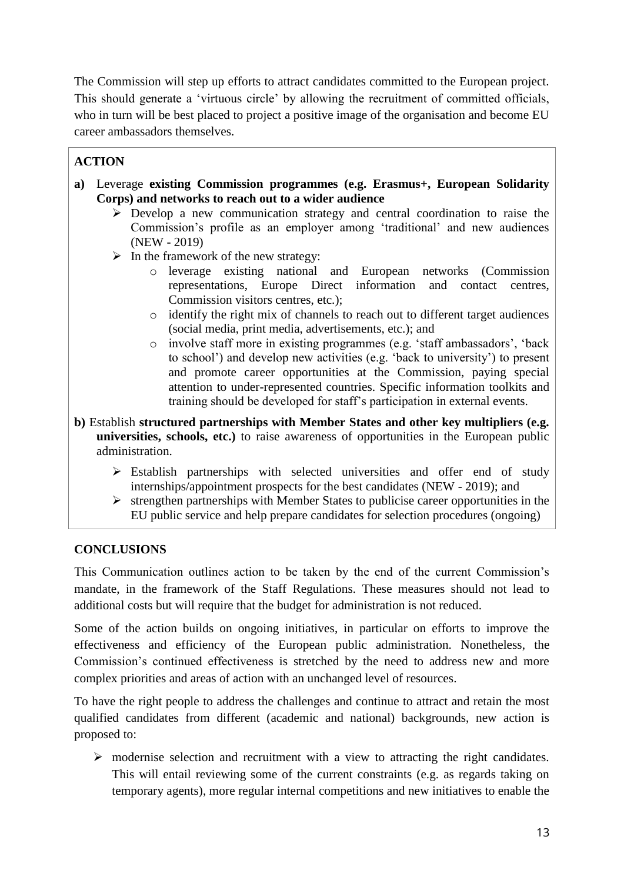The Commission will step up efforts to attract candidates committed to the European project. This should generate a 'virtuous circle' by allowing the recruitment of committed officials, who in turn will be best placed to project a positive image of the organisation and become EU career ambassadors themselves.

**ACTION**

**a)** Leverage **existing Commission programmes (e.g. Erasmus+, European Solidarity Corps) and networks to reach out to a wider audience**

- Develop a new communication strategy and central coordination to raise the Commission's profile as an employer among 'traditional' and new audiences (NEW - 2019)
- In the framework of the new strategy:
  - leverage existing national and European networks (Commission representations, Europe Direct information and contact centres, Commission visitors centres, etc.);
  - identify the right mix of channels to reach out to different target audiences (social media, print media, advertisements, etc.); and
  - involve staff more in existing programmes (e.g. 'staff ambassadors', 'back to school') and develop new activities (e.g. 'back to university') to present and promote career opportunities at the Commission, paying special attention to under-represented countries. Specific information toolkits and training should be developed for staff's participation in external events.

**b)** Establish **structured partnerships with Member States and other key multipliers (e.g. universities, schools, etc.)** to raise awareness of opportunities in the European public administration.

- Establish partnerships with selected universities and offer end of study internships/appointment prospects for the best candidates (NEW - 2019); and
- strengthen partnerships with Member States to publicise career opportunities in the EU public service and help prepare candidates for selection procedures (ongoing)

## CONCLUSIONS

This Communication outlines action to be taken by the end of the current Commission's mandate, in the framework of the Staff Regulations. These measures should not lead to additional costs but will require that the budget for administration is not reduced.

Some of the action builds on ongoing initiatives, in particular on efforts to improve the effectiveness and efficiency of the European public administration. Nonetheless, the Commission's continued effectiveness is stretched by the need to address new and more complex priorities and areas of action with an unchanged level of resources.

To have the right people to address the challenges and continue to attract and retain the most qualified candidates from different (academic and national) backgrounds, new action is proposed to:

- modernise selection and recruitment with a view to attracting the right candidates. This will entail reviewing some of the current constraints (e.g. as regards taking on temporary agents), more regular internal competitions and new initiatives to enable the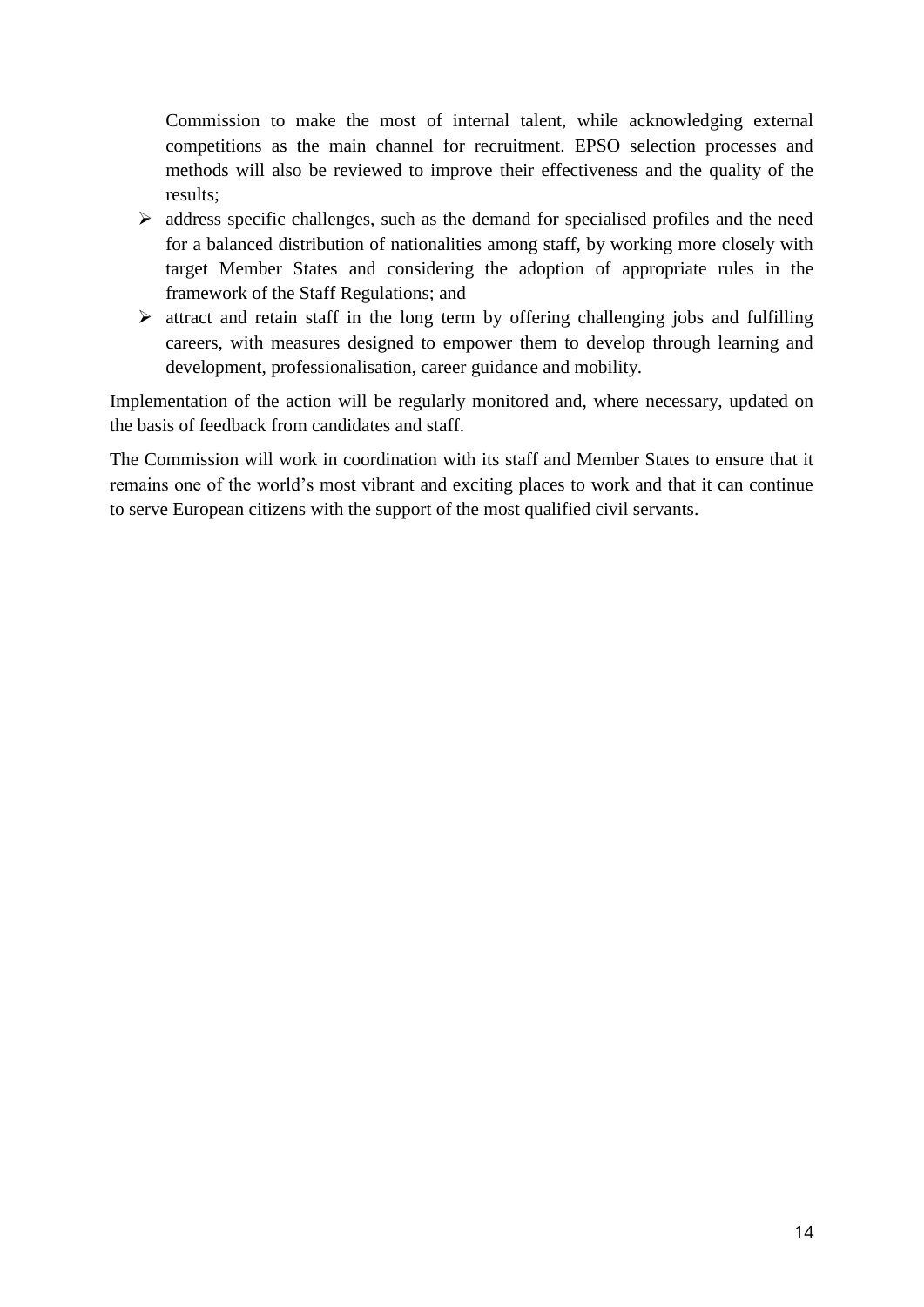Commission to make the most of internal talent, while acknowledging external competitions as the main channel for recruitment. EPSO selection processes and methods will also be reviewed to improve their effectiveness and the quality of the results;

- address specific challenges, such as the demand for specialised profiles and the need for a balanced distribution of nationalities among staff, by working more closely with target Member States and considering the adoption of appropriate rules in the framework of the Staff Regulations; and
- attract and retain staff in the long term by offering challenging jobs and fulfilling careers, with measures designed to empower them to develop through learning and development, professionalisation, career guidance and mobility.

Implementation of the action will be regularly monitored and, where necessary, updated on the basis of feedback from candidates and staff.

The Commission will work in coordination with its staff and Member States to ensure that it remains one of the world's most vibrant and exciting places to work and that it can continue to serve European citizens with the support of the most qualified civil servants.